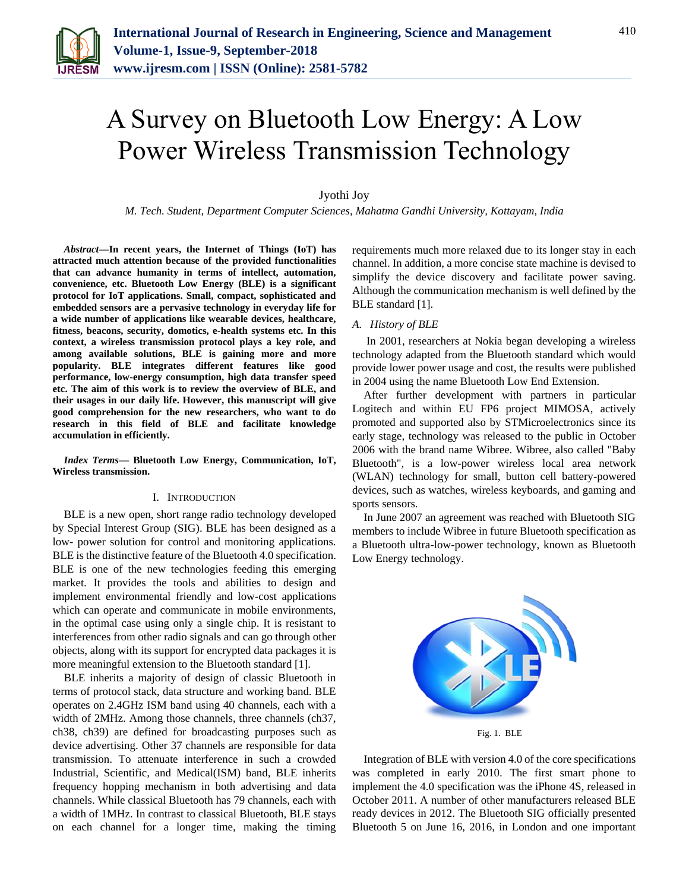# A Survey on Bluetooth Low Energy: A Low Power Wireless Transmission Technology

Jyothi Joy

*M. Tech. Student, Department Computer Sciences, Mahatma Gandhi University, Kottayam, India*

***Abstract*—In recent years, the Internet of Things (IoT) has attracted much attention because of the provided functionalities that can advance humanity in terms of intellect, automation, convenience, etc. Bluetooth Low Energy (BLE) is a significant protocol for IoT applications. Small, compact, sophisticated and embedded sensors are a pervasive technology in everyday life for a wide number of applications like wearable devices, healthcare, fitness, beacons, security, domotics, e-health systems etc. In this context, a wireless transmission protocol plays a key role, and among available solutions, BLE is gaining more and more popularity. BLE integrates different features like good performance, low-energy consumption, high data transfer speed etc. The aim of this work is to review the overview of BLE, and their usages in our daily life. However, this manuscript will give good comprehension for the new researchers, who want to do research in this field of BLE and facilitate knowledge accumulation in efficiently.**

***Index Terms*— Bluetooth Low Energy, Communication, IoT, Wireless transmission.**

## I. Introduction

BLE is a new open, short range radio technology developed by Special Interest Group (SIG). BLE has been designed as a low- power solution for control and monitoring applications. BLE is the distinctive feature of the Bluetooth 4.0 specification. BLE is one of the new technologies feeding this emerging market. It provides the tools and abilities to design and implement environmental friendly and low-cost applications which can operate and communicate in mobile environments, in the optimal case using only a single chip. It is resistant to interferences from other radio signals and can go through other objects, along with its support for encrypted data packages it is more meaningful extension to the Bluetooth standard [1].

BLE inherits a majority of design of classic Bluetooth in terms of protocol stack, data structure and working band. BLE operates on 2.4GHz ISM band using 40 channels, each with a width of 2MHz. Among those channels, three channels (ch37, ch38, ch39) are defined for broadcasting purposes such as device advertising. Other 37 channels are responsible for data transmission. To attenuate interference in such a crowded Industrial, Scientific, and Medical(ISM) band, BLE inherits frequency hopping mechanism in both advertising and data channels. While classical Bluetooth has 79 channels, each with a width of 1MHz. In contrast to classical Bluetooth, BLE stays on each channel for a longer time, making the timing requirements much more relaxed due to its longer stay in each channel. In addition, a more concise state machine is devised to simplify the device discovery and facilitate power saving. Although the communication mechanism is well defined by the BLE standard [1].

### *A. History of BLE*

In 2001, researchers at Nokia began developing a wireless technology adapted from the Bluetooth standard which would provide lower power usage and cost, the results were published in 2004 using the name Bluetooth Low End Extension.

After further development with partners in particular Logitech and within EU FP6 project MIMOSA, actively promoted and supported also by STMicroelectronics since its early stage, technology was released to the public in October 2006 with the brand name Wibree. Wibree, also called "Baby Bluetooth", is a low-power wireless local area network (WLAN) technology for small, button cell battery-powered devices, such as watches, wireless keyboards, and gaming and sports sensors.

In June 2007 an agreement was reached with Bluetooth SIG members to include Wibree in future Bluetooth specification as a Bluetooth ultra-low-power technology, known as Bluetooth Low Energy technology.

Fig. 1. BLE

Integration of BLE with version 4.0 of the core specifications was completed in early 2010. The first smart phone to implement the 4.0 specification was the iPhone 4S, released in October 2011. A number of other manufacturers released BLE ready devices in 2012. The Bluetooth SIG officially presented Bluetooth 5 on June 16, 2016, in London and one important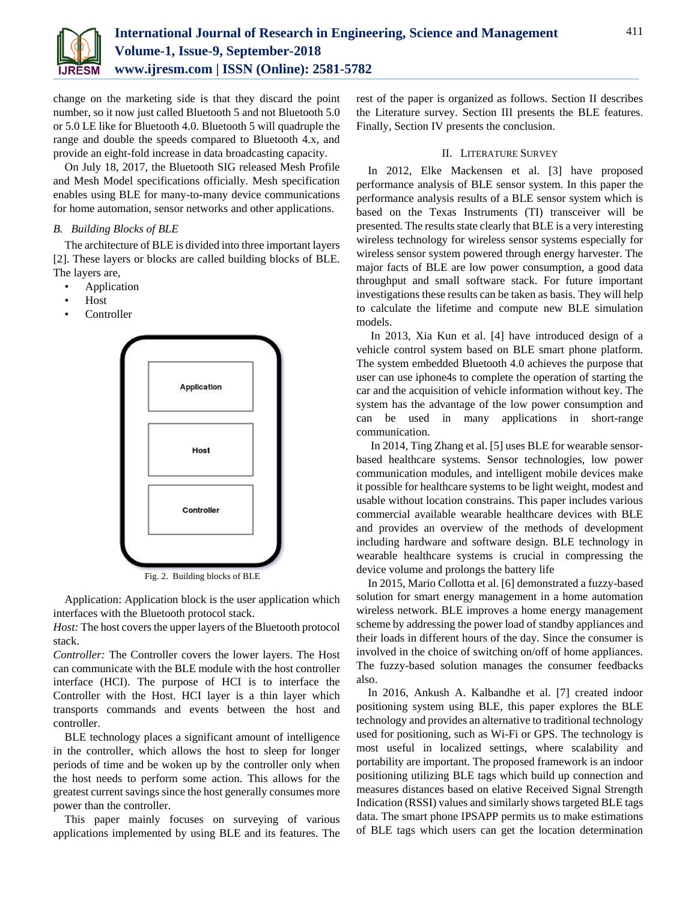change on the marketing side is that they discard the point number, so it now just called Bluetooth 5 and not Bluetooth 5.0 or 5.0 LE like for Bluetooth 4.0. Bluetooth 5 will quadruple the range and double the speeds compared to Bluetooth 4.x, and provide an eight-fold increase in data broadcasting capacity.

On July 18, 2017, the Bluetooth SIG released Mesh Profile and Mesh Model specifications officially. Mesh specification enables using BLE for many-to-many device communications for home automation, sensor networks and other applications.

### *B. Building Blocks of BLE*

The architecture of BLE is divided into three important layers [2]. These layers or blocks are called building blocks of BLE. The layers are,

- Application
- Host
- Controller

Fig. 2. Building blocks of BLE

Application: Application block is the user application which interfaces with the Bluetooth protocol stack.

*Host:* The host covers the upper layers of the Bluetooth protocol stack.

*Controller:* The Controller covers the lower layers. The Host can communicate with the BLE module with the host controller interface (HCI). The purpose of HCI is to interface the Controller with the Host. HCI layer is a thin layer which transports commands and events between the host and controller.

BLE technology places a significant amount of intelligence in the controller, which allows the host to sleep for longer periods of time and be woken up by the controller only when the host needs to perform some action. This allows for the greatest current savings since the host generally consumes more power than the controller.

This paper mainly focuses on surveying of various applications implemented by using BLE and its features. The rest of the paper is organized as follows. Section II describes the Literature survey. Section III presents the BLE features. Finally, Section IV presents the conclusion.

## II. Literature Survey

In 2012, Elke Mackensen et al. [3] have proposed performance analysis of BLE sensor system. In this paper the performance analysis results of a BLE sensor system which is based on the Texas Instruments (TI) transceiver will be presented. The results state clearly that BLE is a very interesting wireless technology for wireless sensor systems especially for wireless sensor system powered through energy harvester. The major facts of BLE are low power consumption, a good data throughput and small software stack. For future important investigations these results can be taken as basis. They will help to calculate the lifetime and compute new BLE simulation models.

In 2013, Xia Kun et al. [4] have introduced design of a vehicle control system based on BLE smart phone platform. The system embedded Bluetooth 4.0 achieves the purpose that user can use iphone4s to complete the operation of starting the car and the acquisition of vehicle information without key. The system has the advantage of the low power consumption and can be used in many applications in short-range communication.

In 2014, Ting Zhang et al. [5] uses BLE for wearable sensor-based healthcare systems. Sensor technologies, low power communication modules, and intelligent mobile devices make it possible for healthcare systems to be light weight, modest and usable without location constrains. This paper includes various commercial available wearable healthcare devices with BLE and provides an overview of the methods of development including hardware and software design. BLE technology in wearable healthcare systems is crucial in compressing the device volume and prolongs the battery life

In 2015, Mario Collotta et al. [6] demonstrated a fuzzy-based solution for smart energy management in a home automation wireless network. BLE improves a home energy management scheme by addressing the power load of standby appliances and their loads in different hours of the day. Since the consumer is involved in the choice of switching on/off of home appliances. The fuzzy-based solution manages the consumer feedbacks also.

In 2016, Ankush A. Kalbandhe et al. [7] created indoor positioning system using BLE, this paper explores the BLE technology and provides an alternative to traditional technology used for positioning, such as Wi-Fi or GPS. The technology is most useful in localized settings, where scalability and portability are important. The proposed framework is an indoor positioning utilizing BLE tags which build up connection and measures distances based on elative Received Signal Strength Indication (RSSI) values and similarly shows targeted BLE tags data. The smart phone IPSAPP permits us to make estimations of BLE tags which users can get the location determination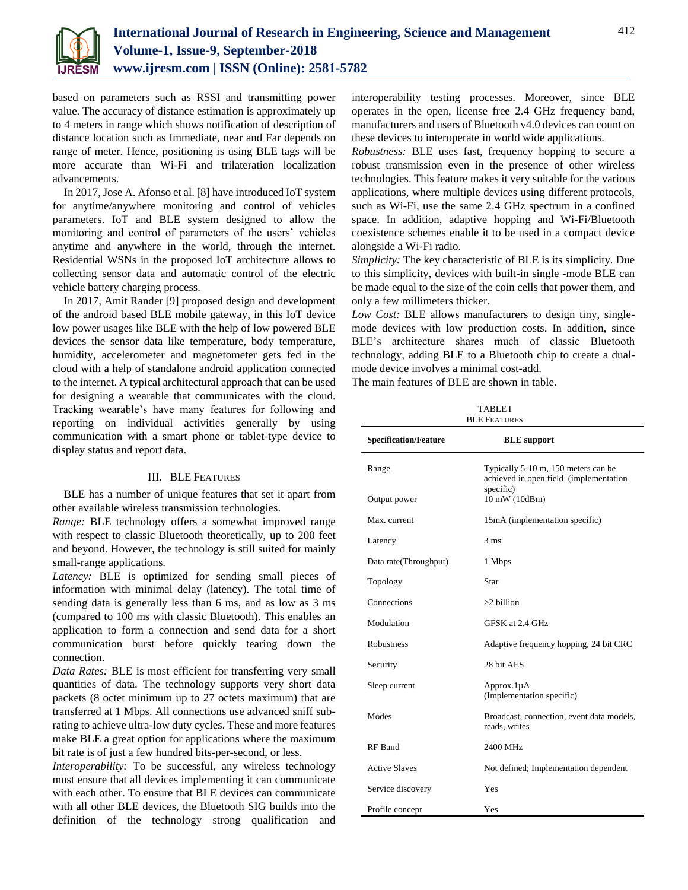based on parameters such as RSSI and transmitting power value. The accuracy of distance estimation is approximately up to 4 meters in range which shows notification of description of distance location such as Immediate, near and Far depends on range of meter. Hence, positioning is using BLE tags will be more accurate than Wi-Fi and trilateration localization advancements.

In 2017, Jose A. Afonso et al. [8] have introduced IoT system for anytime/anywhere monitoring and control of vehicles parameters. IoT and BLE system designed to allow the monitoring and control of parameters of the users' vehicles anytime and anywhere in the world, through the internet. Residential WSNs in the proposed IoT architecture allows to collecting sensor data and automatic control of the electric vehicle battery charging process.

In 2017, Amit Rander [9] proposed design and development of the android based BLE mobile gateway, in this IoT device low power usages like BLE with the help of low powered BLE devices the sensor data like temperature, body temperature, humidity, accelerometer and magnetometer gets fed in the cloud with a help of standalone android application connected to the internet. A typical architectural approach that can be used for designing a wearable that communicates with the cloud. Tracking wearable's have many features for following and reporting on individual activities generally by using communication with a smart phone or tablet-type device to display status and report data.

## III. BLE Features

BLE has a number of unique features that set it apart from other available wireless transmission technologies.

*Range:* BLE technology offers a somewhat improved range with respect to classic Bluetooth theoretically, up to 200 feet and beyond. However, the technology is still suited for mainly small-range applications.

*Latency:* BLE is optimized for sending small pieces of information with minimal delay (latency). The total time of sending data is generally less than 6 ms, and as low as 3 ms (compared to 100 ms with classic Bluetooth). This enables an application to form a connection and send data for a short communication burst before quickly tearing down the connection.

*Data Rates:* BLE is most efficient for transferring very small quantities of data. The technology supports very short data packets (8 octet minimum up to 27 octets maximum) that are transferred at 1 Mbps. All connections use advanced sniff sub-rating to achieve ultra-low duty cycles. These and more features make BLE a great option for applications where the maximum bit rate is of just a few hundred bits-per-second, or less.

*Interoperability:* To be successful, any wireless technology must ensure that all devices implementing it can communicate with each other. To ensure that BLE devices can communicate with all other BLE devices, the Bluetooth SIG builds into the definition of the technology strong qualification and interoperability testing processes. Moreover, since BLE operates in the open, license free 2.4 GHz frequency band, manufacturers and users of Bluetooth v4.0 devices can count on these devices to interoperate in world wide applications.

*Robustness:* BLE uses fast, frequency hopping to secure a robust transmission even in the presence of other wireless technologies. This feature makes it very suitable for the various applications, where multiple devices using different protocols, such as Wi-Fi, use the same 2.4 GHz spectrum in a confined space. In addition, adaptive hopping and Wi-Fi/Bluetooth coexistence schemes enable it to be used in a compact device alongside a Wi-Fi radio.

*Simplicity:* The key characteristic of BLE is its simplicity. Due to this simplicity, devices with built-in single -mode BLE can be made equal to the size of the coin cells that power them, and only a few millimeters thicker.

*Low Cost:* BLE allows manufacturers to design tiny, single-mode devices with low production costs. In addition, since BLE's architecture shares much of classic Bluetooth technology, adding BLE to a Bluetooth chip to create a dual-mode device involves a minimal cost-add.

The main features of BLE are shown in table.

TABLE I
BLE Features

| Specification/Feature | BLE support |
|---|---|
| Range | Typically 5-10 m, 150 meters can be achieved in open field (implementation specific) |
| Output power | 10 mW (10dBm) |
| Max. current | 15mA (implementation specific) |
| Latency | 3 ms |
| Data rate(Throughput) | 1 Mbps |
| Topology | Star |
| Connections | >2 billion |
| Modulation | GFSK at 2.4 GHz |
| Robustness | Adaptive frequency hopping, 24 bit CRC |
| Security | 28 bit AES |
| Sleep current | Approx.1μA (Implementation specific) |
| Modes | Broadcast, connection, event data models, reads, writes |
| RF Band | 2400 MHz |
| Active Slaves | Not defined; Implementation dependent |
| Service discovery | Yes |
| Profile concept | Yes |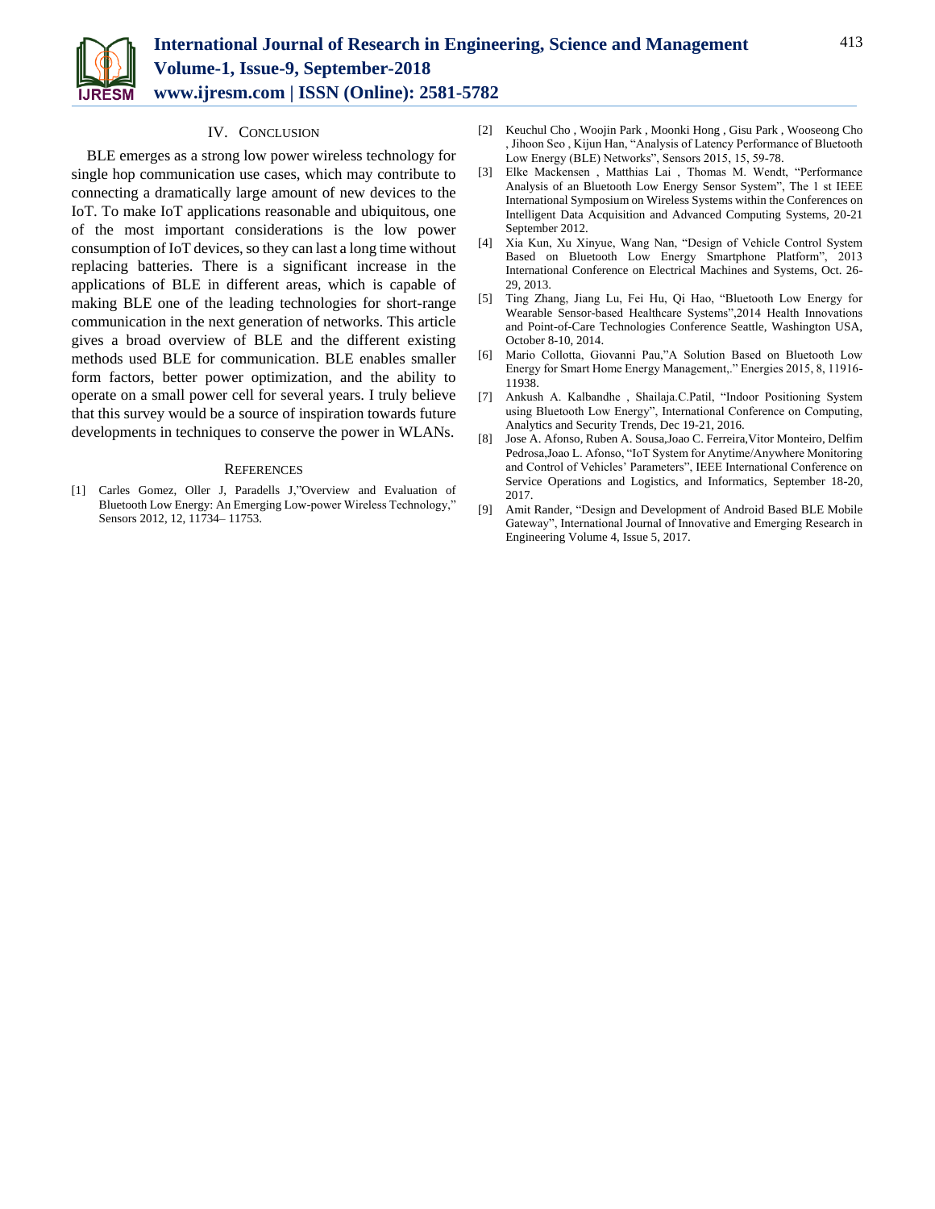## IV. CONCLUSION

BLE emerges as a strong low power wireless technology for single hop communication use cases, which may contribute to connecting a dramatically large amount of new devices to the IoT. To make IoT applications reasonable and ubiquitous, one of the most important considerations is the low power consumption of IoT devices, so they can last a long time without replacing batteries. There is a significant increase in the applications of BLE in different areas, which is capable of making BLE one of the leading technologies for short-range communication in the next generation of networks. This article gives a broad overview of BLE and the different existing methods used BLE for communication. BLE enables smaller form factors, better power optimization, and the ability to operate on a small power cell for several years. I truly believe that this survey would be a source of inspiration towards future developments in techniques to conserve the power in WLANs.

## REFERENCES

[1] Carles Gomez, Oller J, Paradells J,"Overview and Evaluation of Bluetooth Low Energy: An Emerging Low-power Wireless Technology," Sensors 2012, 12, 11734– 11753.

[2] Keuchul Cho , Woojin Park , Moonki Hong , Gisu Park , Wooseong Cho , Jihoon Seo , Kijun Han, "Analysis of Latency Performance of Bluetooth Low Energy (BLE) Networks", Sensors 2015, 15, 59-78.

[3] Elke Mackensen , Matthias Lai , Thomas M. Wendt, "Performance Analysis of an Bluetooth Low Energy Sensor System", The 1 st IEEE International Symposium on Wireless Systems within the Conferences on Intelligent Data Acquisition and Advanced Computing Systems, 20-21 September 2012.

[4] Xia Kun, Xu Xinyue, Wang Nan, "Design of Vehicle Control System Based on Bluetooth Low Energy Smartphone Platform", 2013 International Conference on Electrical Machines and Systems, Oct. 26-29, 2013.

[5] Ting Zhang, Jiang Lu, Fei Hu, Qi Hao, "Bluetooth Low Energy for Wearable Sensor-based Healthcare Systems",2014 Health Innovations and Point-of-Care Technologies Conference Seattle, Washington USA, October 8-10, 2014.

[6] Mario Collotta, Giovanni Pau,"A Solution Based on Bluetooth Low Energy for Smart Home Energy Management,." Energies 2015, 8, 11916-11938.

[7] Ankush A. Kalbandhe , Shailaja.C.Patil, "Indoor Positioning System using Bluetooth Low Energy", International Conference on Computing, Analytics and Security Trends, Dec 19-21, 2016.

[8] Jose A. Afonso, Ruben A. Sousa,Joao C. Ferreira,Vitor Monteiro, Delfim Pedrosa,Joao L. Afonso, "IoT System for Anytime/Anywhere Monitoring and Control of Vehicles' Parameters", IEEE International Conference on Service Operations and Logistics, and Informatics, September 18-20, 2017.

[9] Amit Rander, "Design and Development of Android Based BLE Mobile Gateway", International Journal of Innovative and Emerging Research in Engineering Volume 4, Issue 5, 2017.